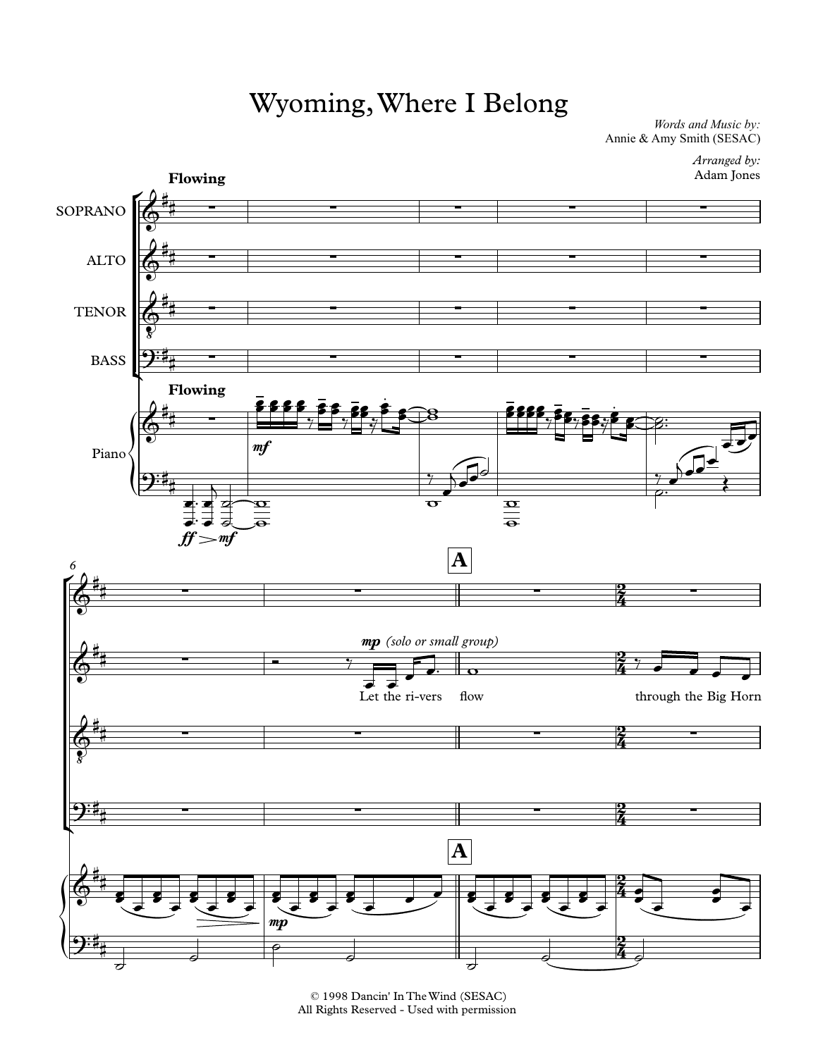# Wyoming, Where I Belong

*Words and Music by:*
Annie & Amy Smith (SESAC)

*Arranged by:*
Adam Jones

© 1998 Dancin' In The Wind (SESAC)
All Rights Reserved - Used with permission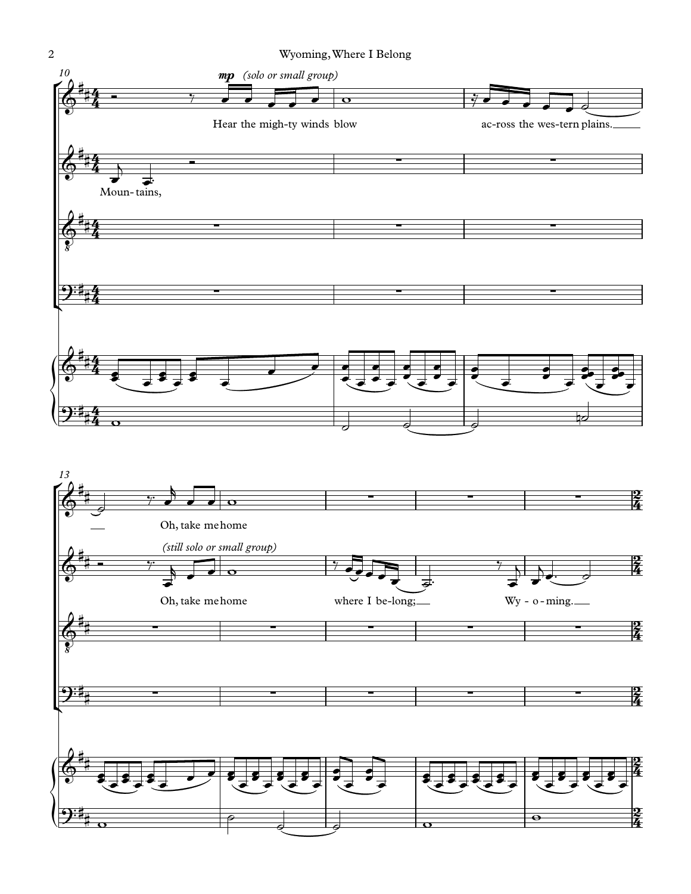10

*mp* *(solo or small group)*

Hear the migh-ty winds blow ac-ross the wes-tern plains.

Moun- tains,

13

Oh, take me home

*(still solo or small group)*

Oh, take me home where I be-long; Wy - o - ming.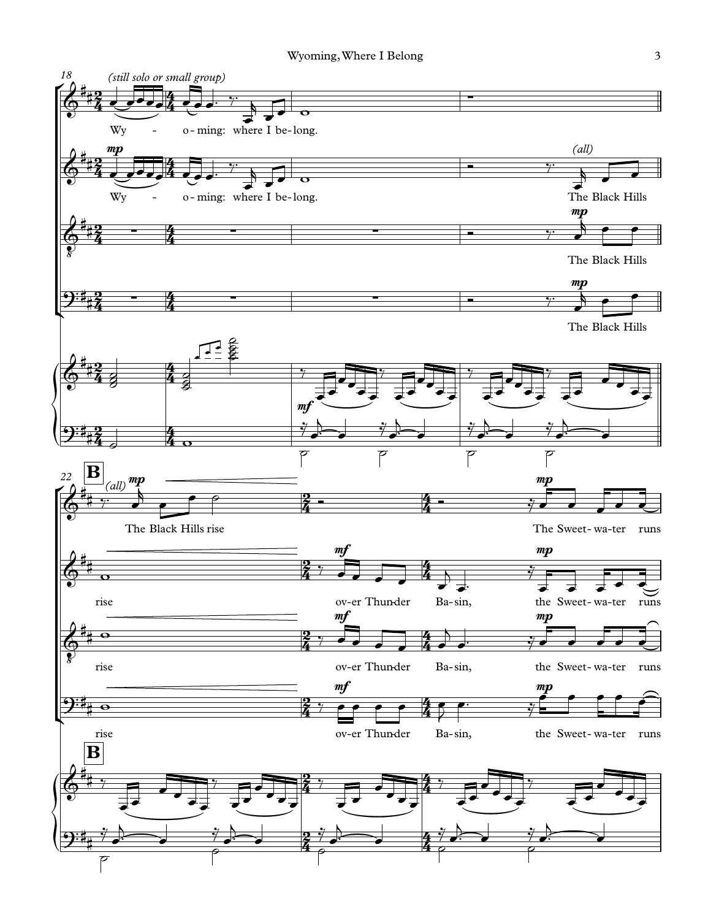18

*(still solo or small group)*

Wy - o-ming: where I be-long.

*mp*

Wy - o-ming: where I be-long.

*(all)*

The Black Hills

*mp*

The Black Hills

*mp*

The Black Hills

*mf*

22

**B**

*(all)* *mp*

The Black Hills rise

*mp*

The Sweet- wa-ter runs

rise

*mf*

ov-er Thun-der Ba-sin,

*mp*

the Sweet- wa-ter runs

rise

*mf*

ov-er Thun-der Ba-sin,

*mp*

the Sweet- wa-ter runs

rise

*mf*

ov-er Thun-der Ba-sin,

*mp*

the Sweet- wa-ter runs

**B**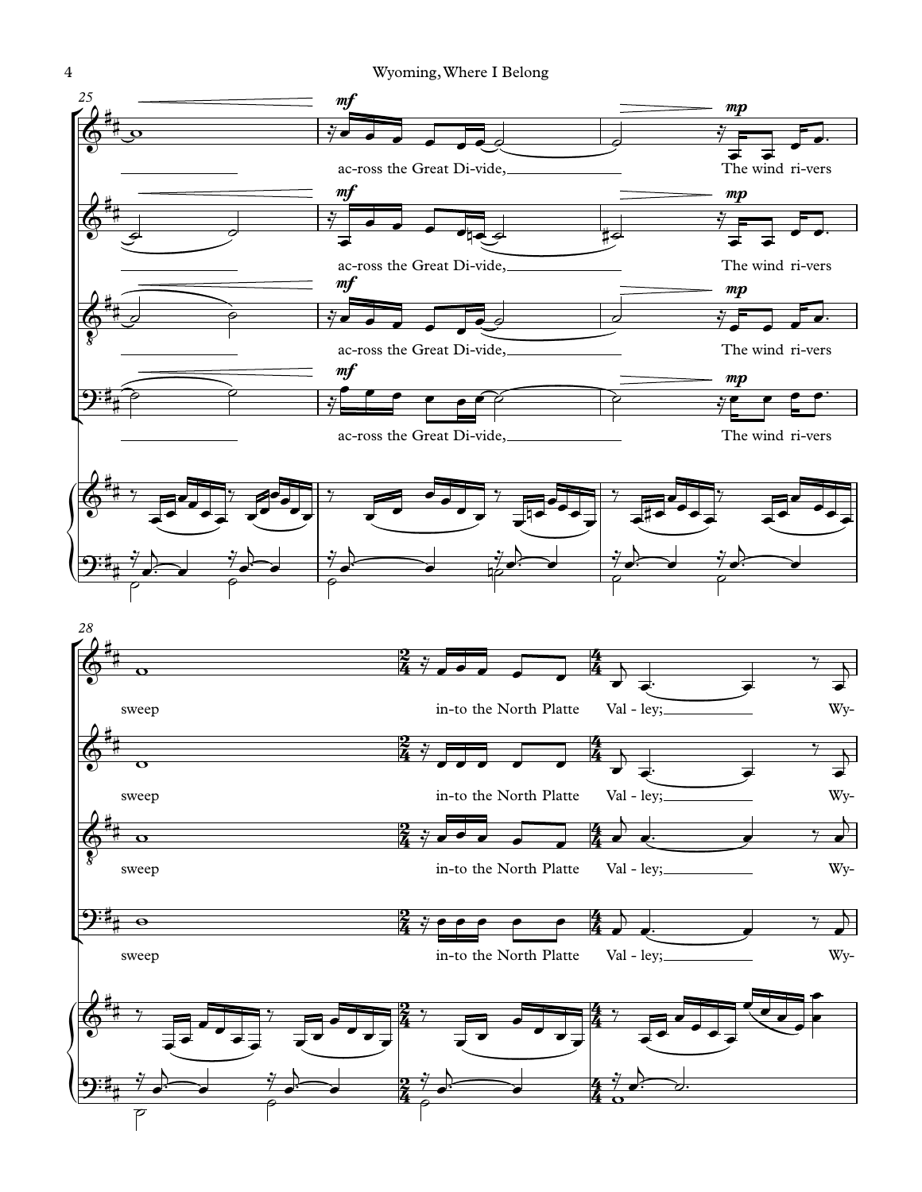25

ac-ross the Great Di-vide, The wind ri-vers

28

sweep in-to the North Platte Val - ley; Wy-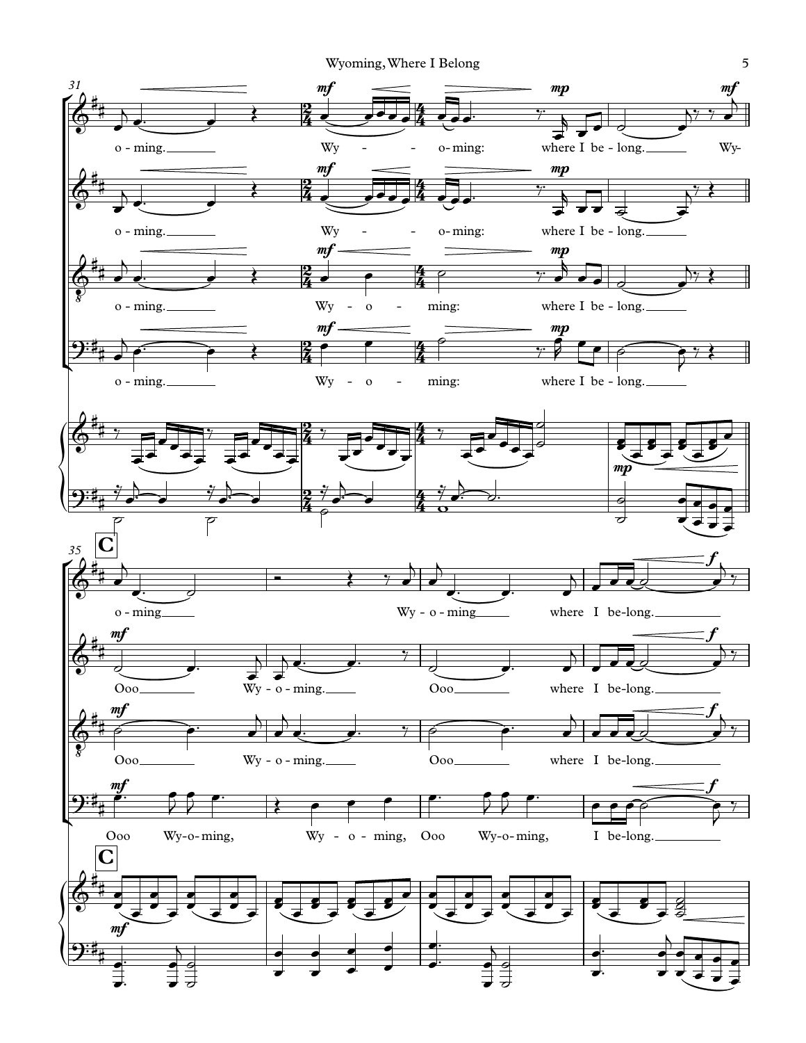31

o - ming. Wy - - o - ming: where I be - long. Wy-

o - ming. Wy - - o - ming: where I be - long.

o - ming. Wy - o - ming: where I be - long.

o - ming. Wy - o - ming: where I be - long.

35 **C**

o - ming Wy - o - ming where I be-long.

Ooo Wy - o - ming. Ooo where I be-long.

Ooo Wy - o - ming. Ooo where I be-long.

Ooo Wy-o-ming, Wy - o - ming, Ooo Wy-o-ming, I be-long.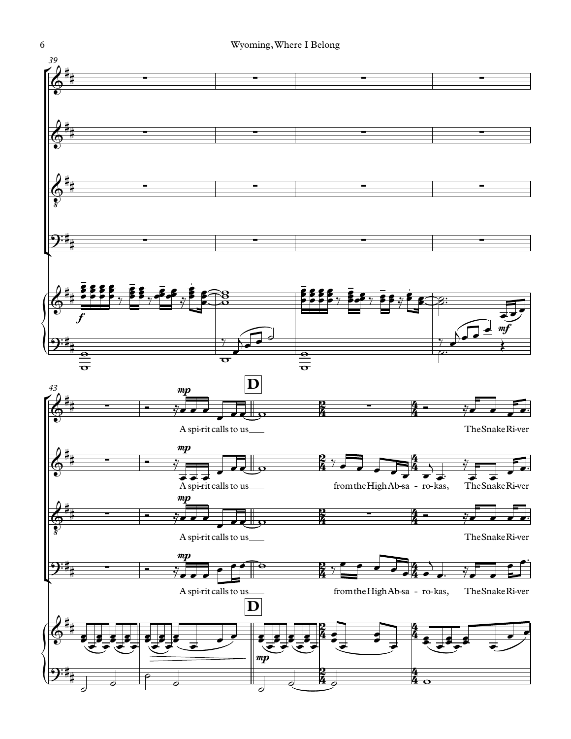39

43

**D**

mp

A spi-rit calls to us___

from the High Ab-sa - ro-kas,

The Snake Ri-ver

**D**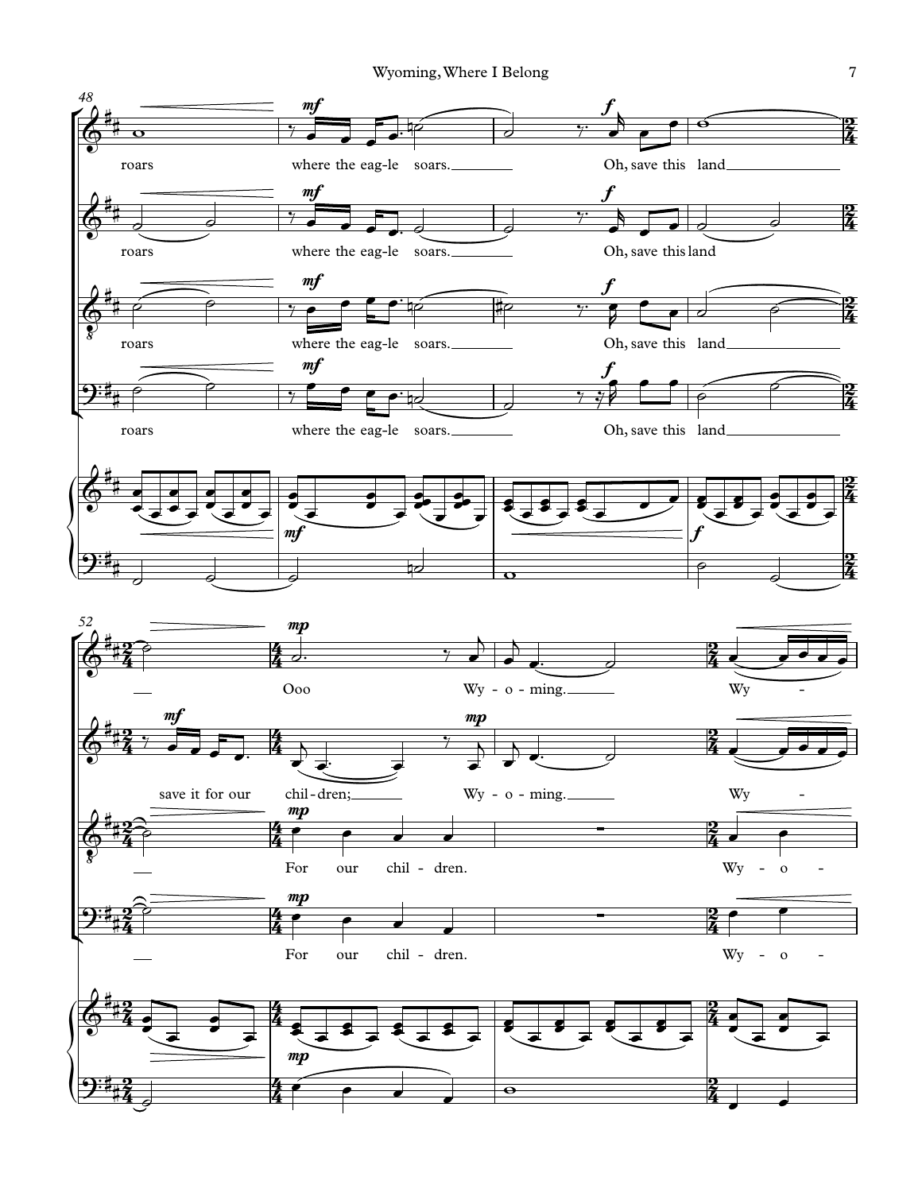48

roars where the eag-le soars. Oh, save this land

roars where the eag-le soars. Oh, save this land

roars where the eag-le soars. Oh, save this land

roars where the eag-le soars. Oh, save this land

52

Ooo Wy - o - ming. Wy -

save it for our chil - dren; Wy - o - ming. Wy -

For our chil - dren. Wy - o -

For our chil - dren. Wy - o -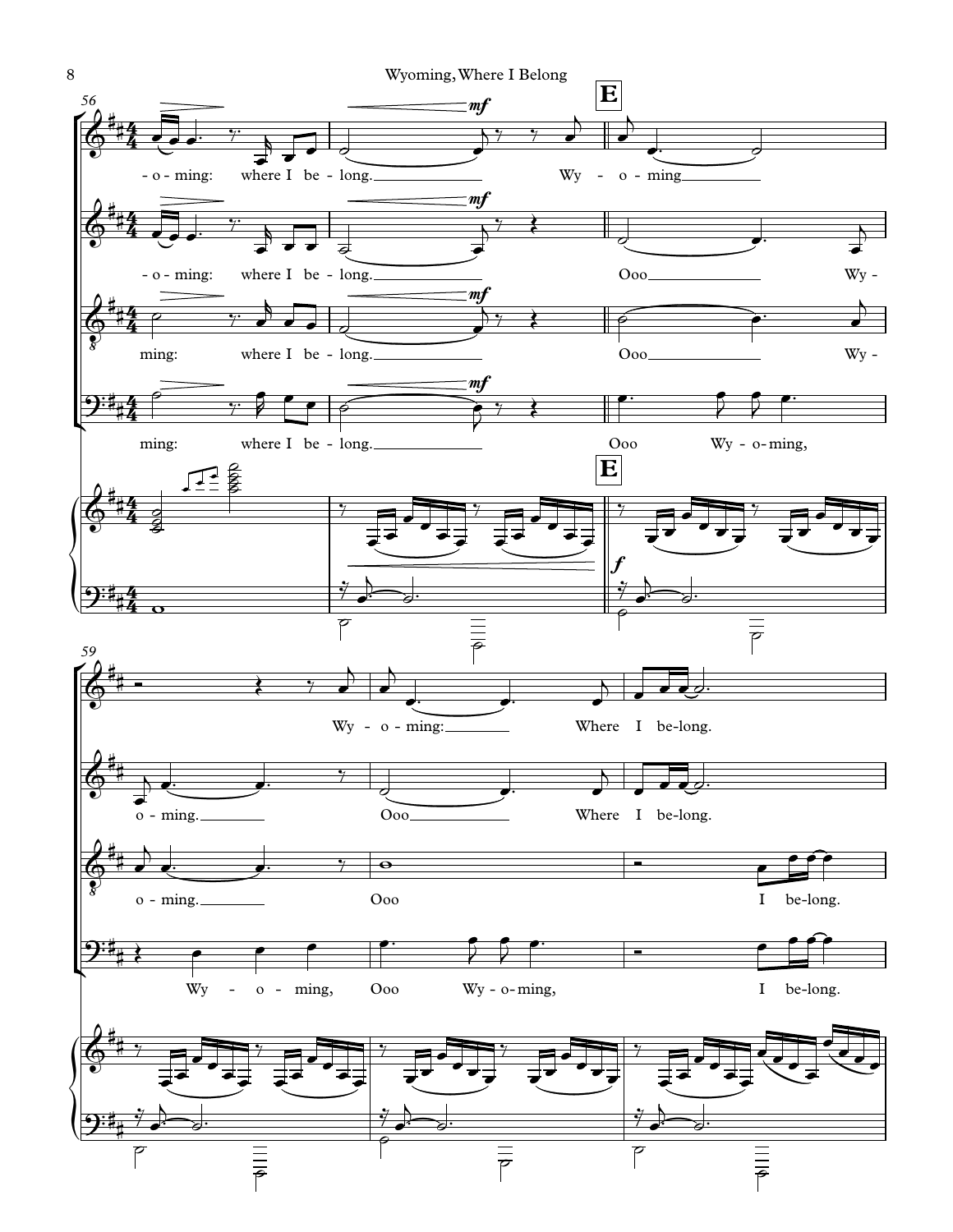**E**

-o-ming: where I be-long. Wy-o-ming

-o-ming: where I be-long. Ooo Wy-

ming: where I be-long. Ooo Wy-

ming: where I be-long. Ooo Wy-o-ming,

*mf*

*f*

Wy-o-ming: Where I be-long.

o-ming. Ooo Where I be-long.

o-ming. Ooo I be-long.

Wy-o-ming, Ooo Wy-o-ming, I be-long.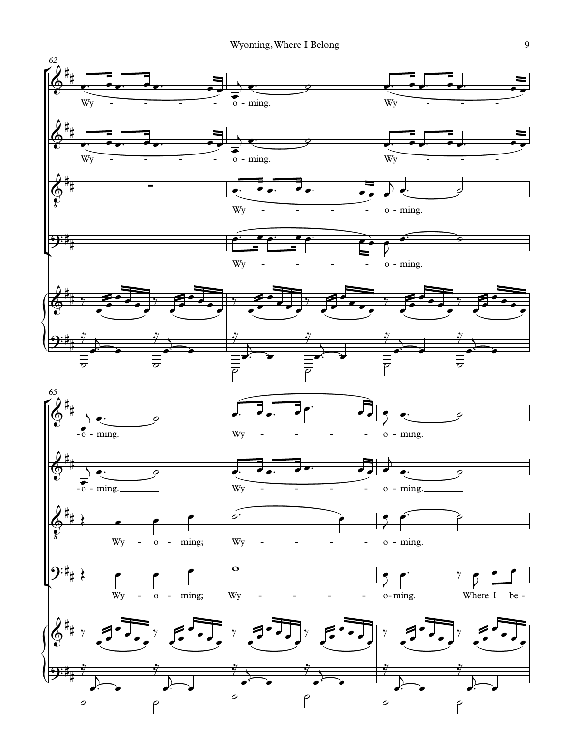62

Wy - - - - - o - ming.

Wy - - - -

Wy - - - - - o - ming.

Wy - - - -

Wy - - - - - o - ming.

Wy - - - - - o - ming.

65

-o - ming.

Wy - - - - - o - ming.

-o - ming.

Wy - - - - - o - ming.

Wy - o - ming; Wy - - - - - o - ming.

Wy - o - ming; Wy - - - - - o - ming. Where I be -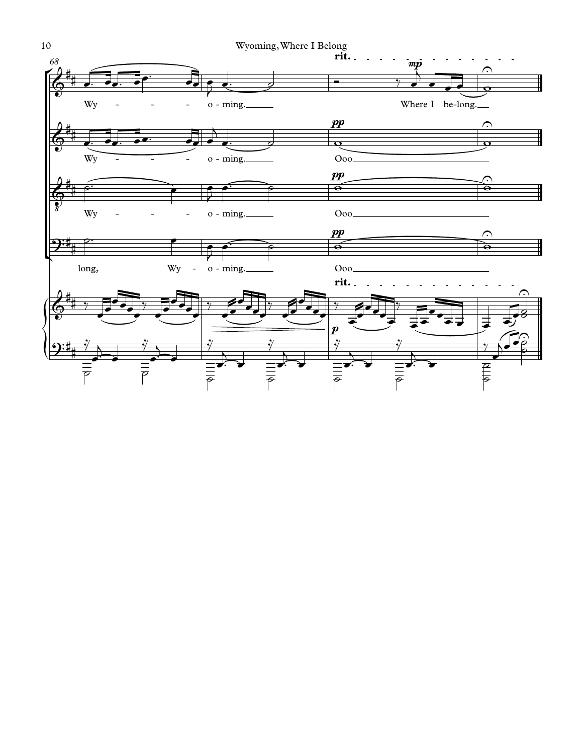68

rit.

*mp*

Wy - - - - o - ming. Where I be-long.

*pp*

Wy - - - - o - ming. Ooo

*pp*

Wy - - - - o - ming. Ooo

*pp*

long, Wy - o - ming. Ooo

rit.

*p*